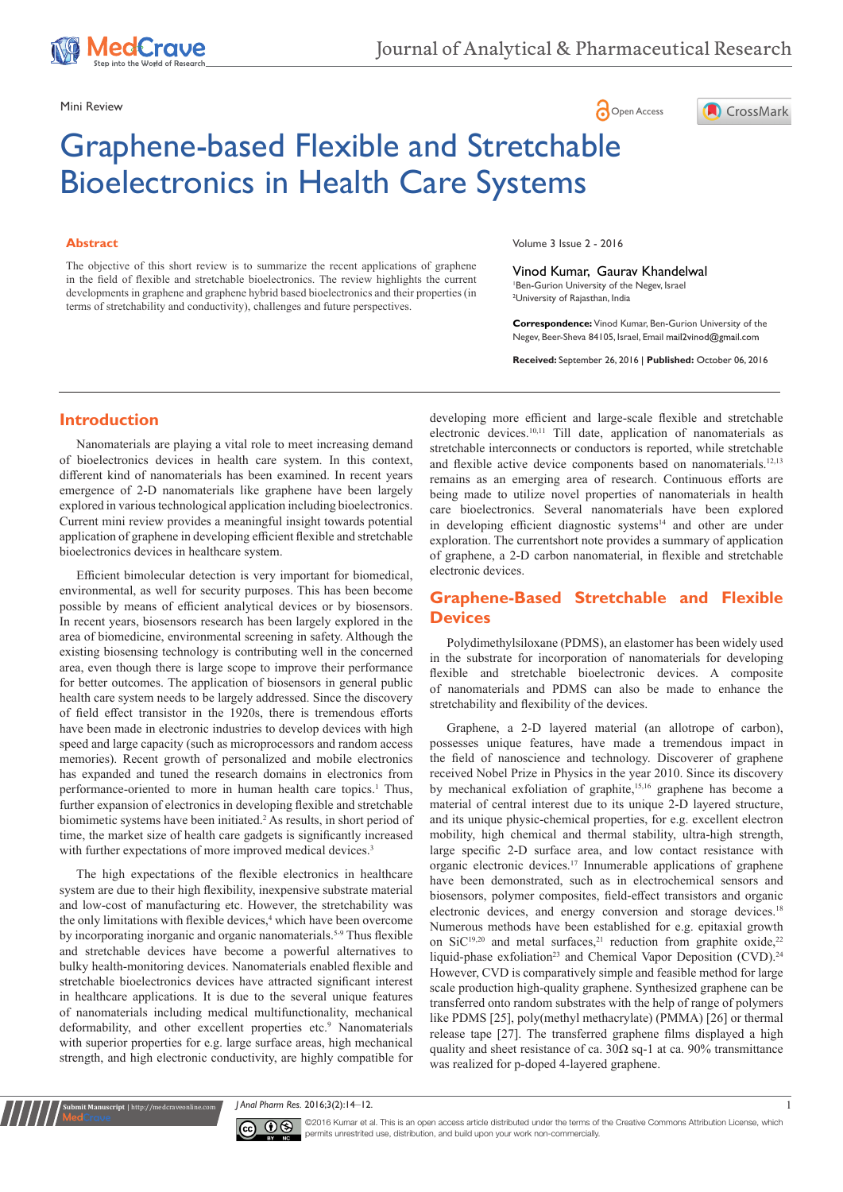Mini Review

# Graphene-based Flexible and Stretchable Bioelectronics in Health Care Systems

## Abstract

The objective of this short review is to summarize the recent applications of graphene in the field of flexible and stretchable bioelectronics. The review highlights the current developments in graphene and graphene hybrid based bioelectronics and their properties (in terms of stretchability and conductivity), challenges and future perspectives.

Volume 3 Issue 2 - 2016

Vinod Kumar, Gaurav Khandelwal

[1]Ben-Gurion University of the Negev, Israel
[2]University of Rajasthan, India

**Correspondence:** Vinod Kumar, Ben-Gurion University of the Negev, Beer-Sheva 84105, Israel, Email mail2vinod@gmail.com

**Received:** September 26, 2016 | **Published:** October 06, 2016

## Introduction

Nanomaterials are playing a vital role to meet increasing demand of bioelectronics devices in health care system. In this context, different kind of nanomaterials has been examined. In recent years emergence of 2-D nanomaterials like graphene have been largely explored in various technological application including bioelectronics. Current mini review provides a meaningful insight towards potential application of graphene in developing efficient flexible and stretchable bioelectronics devices in healthcare system.

Efficient bimolecular detection is very important for biomedical, environmental, as well for security purposes. This has been become possible by means of efficient analytical devices or by biosensors. In recent years, biosensors research has been largely explored in the area of biomedicine, environmental screening in safety. Although the existing biosensing technology is contributing well in the concerned area, even though there is large scope to improve their performance for better outcomes. The application of biosensors in general public health care system needs to be largely addressed. Since the discovery of field effect transistor in the 1920s, there is tremendous efforts have been made in electronic industries to develop devices with high speed and large capacity (such as microprocessors and random access memories). Recent growth of personalized and mobile electronics has expanded and tuned the research domains in electronics from performance-oriented to more in human health care topics.[1] Thus, further expansion of electronics in developing flexible and stretchable biomimetic systems have been initiated.[2] As results, in short period of time, the market size of health care gadgets is significantly increased with further expectations of more improved medical devices.[3]

The high expectations of the flexible electronics in healthcare system are due to their high flexibility, inexpensive substrate material and low-cost of manufacturing etc. However, the stretchability was the only limitations with flexible devices,[4] which have been overcome by incorporating inorganic and organic nanomaterials.[5-9] Thus flexible and stretchable devices have become a powerful alternatives to bulky health-monitoring devices. Nanomaterials enabled flexible and stretchable bioelectronics devices have attracted significant interest in healthcare applications. It is due to the several unique features of nanomaterials including medical multifunctionality, mechanical deformability, and other excellent properties etc.[9] Nanomaterials with superior properties for e.g. large surface areas, high mechanical strength, and high electronic conductivity, are highly compatible for developing more efficient and large-scale flexible and stretchable electronic devices.[10,11] Till date, application of nanomaterials as stretchable interconnects or conductors is reported, while stretchable and flexible active device components based on nanomaterials.[12,13] remains as an emerging area of research. Continuous efforts are being made to utilize novel properties of nanomaterials in health care bioelectronics. Several nanomaterials have been explored in developing efficient diagnostic systems[14] and other are under exploration. The currentshort note provides a summary of application of graphene, a 2-D carbon nanomaterial, in flexible and stretchable electronic devices.

## Graphene-Based Stretchable and Flexible Devices

Polydimethylsiloxane (PDMS), an elastomer has been widely used in the substrate for incorporation of nanomaterials for developing flexible and stretchable bioelectronic devices. A composite material of nanomaterials and PDMS can also be made to enhance the stretchability and flexibility of the devices.

Graphene, a 2-D layered material (an allotrope of carbon), possesses unique features, have made a tremendous impact in the field of nanoscience and technology. Discoverer of graphene received Nobel Prize in Physics in the year 2010. Since its discovery by mechanical exfoliation of graphite,[15,16] graphene has become a material of central interest due to its unique 2-D layered structure, and its unique physic-chemical properties, for e.g. excellent electron mobility, high chemical and thermal stability, ultra-high strength, large specific 2-D surface area, and low contact resistance with organic electronic devices.[17] Innumerable applications of graphene have been demonstrated, such as in electrochemical sensors and biosensors, polymer composites, field-effect transistors and organic electronic devices, and energy conversion and storage devices.[18] Numerous methods have been established for e.g. epitaxial growth on SiC[19,20] and metal surfaces,[21] reduction from graphite oxide,[22] liquid-phase exfoliation[23] and Chemical Vapor Deposition (CVD).[24] However, CVD is comparatively simple and feasible method for large scale production high-quality graphene. Synthesized graphene can be transferred onto random substrates with the help of range of polymers like PDMS [25], poly(methyl methacrylate) (PMMA) [26] or thermal release tape [27]. The transferred graphene films displayed a high quality and sheet resistance of ca. 30Ω sq-1 at ca. 90% transmittance was realized for p-doped 4-layered graphene.

©2016 Kumar et al. This is an open access article distributed under the terms of the Creative Commons Attribution License, which permits unrestricted use, distribution, and build upon your work non-commercially.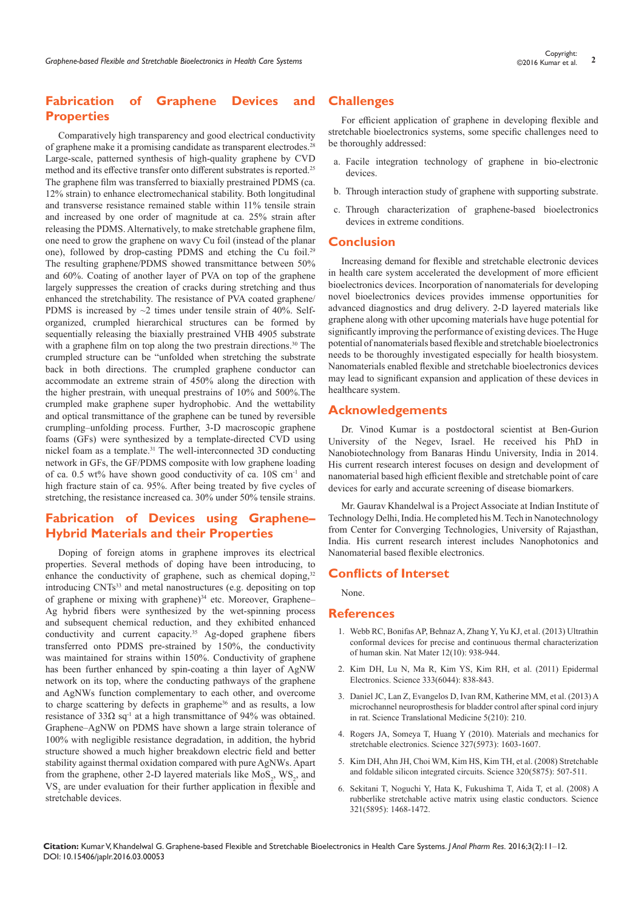## Fabrication of Graphene Devices and Properties

Comparatively high transparency and good electrical conductivity of graphene make it a promising candidate as transparent electrodes.[28] Large-scale, patterned synthesis of high-quality graphene by CVD method and its effective transfer onto different substrates is reported.[25] The graphene film was transferred to biaxially prestrained PDMS (ca. 12% strain) to enhance electromechanical stability. Both longitudinal and transverse resistance remained stable within 11% tensile strain and increased by one order of magnitude at ca. 25% strain after releasing the PDMS. Alternatively, to make stretchable graphene film, one need to grow the graphene on wavy Cu foil (instead of the planar one), followed by drop-casting PDMS and etching the Cu foil.[29] The resulting graphene/PDMS showed transmittance between 50% and 60%. Coating of another layer of PVA on top of the graphene largely suppresses the creation of cracks during stretching and thus enhanced the stretchability. The resistance of PVA coated graphene/PDMS is increased by ~2 times under tensile strain of 40%. Self-organized, crumpled hierarchical structures can be formed by sequentially releasing the biaxially prestrained VHB 4905 substrate with a graphene film on top along the two prestrain directions.[30] The crumpled structure can be "unfolded when stretching the substrate back in both directions. The crumpled graphene conductor can accommodate an extreme strain of 450% along the direction with the higher prestrain, with unequal prestrains of 10% and 500%.The crumpled make graphene super hydrophobic. And the wettability and optical transmittance of the graphene can be tuned by reversible crumpling–unfolding process. Further, 3-D macroscopic graphene foams (GFs) were synthesized by a template-directed CVD using nickel foam as a template.[31] The well-interconnected 3D conducting network in GFs, the GF/PDMS composite with low graphene loading of ca. 0.5 wt% have shown good conductivity of ca. 10S $cm^{-1}$ and high fracture stain of ca. 95%. After being treated by five cycles of stretching, the resistance increased ca. 30% under 50% tensile strains.

## Fabrication of Devices using Graphene–Hybrid Materials and their Properties

Doping of foreign atoms in graphene improves its electrical properties. Several methods of doping have been introducing, to enhance the conductivity of graphene, such as chemical doping,[32] introducing CNTs[33] and metal nanostructures (e.g. depositing on top of graphene or mixing with graphene)[34] etc. Moreover, Graphene–Ag hybrid fibers were synthesized by the wet-spinning process and subsequent chemical reduction, and they exhibited enhanced conductivity and current capacity.[35] Ag-doped graphene fibers transferred onto PDMS pre-strained by 150%, the conductivity was maintained for strains within 150%. Conductivity of graphene has been further enhanced by spin-coating a thin layer of AgNW network on its top, where the conducting pathways of the graphene and AgNWs function complementary to each other, and overcome to charge scattering by defects in grapheme[36] and as results, a low resistance of 33Ω $sq^{-1}$ at a high transmittance of 94% was obtained. Graphene–AgNW on PDMS have shown a large strain tolerance of 100% with negligible resistance degradation, in addition, the hybrid structure showed a much higher breakdown electric field and better stability against thermal oxidation compared with pure AgNWs. Apart from the graphene, other 2-D layered materials like $MoS_2$, $WS_2$, and $VS_2$ are under evaluation for their further application in flexible and stretchable devices.

## Challenges

For efficient application of graphene in developing flexible and stretchable bioelectronics systems, some specific challenges need to be thoroughly addressed:

a. Facile integration technology of graphene in bio-electronic devices.
b. Through interaction study of graphene with supporting substrate.
c. Through characterization of graphene-based bioelectronics devices in extreme conditions.

## Conclusion

Increasing demand for flexible and stretchable electronic devices in health care system accelerated the development of more efficient bioelectronics devices. Incorporation of nanomaterials for developing novel bioelectronics devices provides immense opportunities for advanced diagnostics and drug delivery. 2-D layered materials like graphene along with other upcoming materials have huge potential for significantly improving the performance of existing devices. The Huge potential of nanomaterials based flexible and stretchable bioelectronics needs to be thoroughly investigated especially for health biosystem. Nanomaterials enabled flexible and stretchable bioelectronics devices may lead to significant expansion and application of these devices in healthcare system.

## Acknowledgements

Dr. Vinod Kumar is a postdoctoral scientist at Ben-Gurion University of the Negev, Israel. He received his PhD in Nanobiotechnology from Banaras Hindu University, India in 2014. His current research interest focuses on design and development of nanomaterial based high efficient flexible and stretchable point of care devices for early and accurate screening of disease biomarkers.

Mr. Gaurav Khandelwal is a Project Associate at Indian Institute of Technology Delhi, India. He completed his M. Tech in Nanotechnology from Center for Converging Technologies, University of Rajasthan, India. His current research interest includes Nanophotonics and Nanomaterial based flexible electronics.

## Conflicts of Interset

None.

## References

1. Webb RC, Bonifas AP, Behnaz A, Zhang Y, Yu KJ, et al. (2013) Ultrathin conformal devices for precise and continuous thermal characterization of human skin. Nat Mater 12(10): 938-944.
2. Kim DH, Lu N, Ma R, Kim YS, Kim RH, et al. (2011) Epidermal Electronics. Science 333(6044): 838-843.
3. Daniel JC, Lan Z, Evangelos D, Ivan RM, Katherine MM, et al. (2013) A microchannel neuroprosthesis for bladder control after spinal cord injury in rat. Science Translational Medicine 5(210): 210.
4. Rogers JA, Someya T, Huang Y (2010). Materials and mechanics for stretchable electronics. Science 327(5973): 1603-1607.
5. Kim DH, Ahn JH, Choi WM, Kim HS, Kim TH, et al. (2008) Stretchable and foldable silicon integrated circuits. Science 320(5875): 507-511.
6. Sekitani T, Noguchi Y, Hata K, Fukushima T, Aida T, et al. (2008) A rubberlike stretchable active matrix using elastic conductors. Science 321(5895): 1468-1472.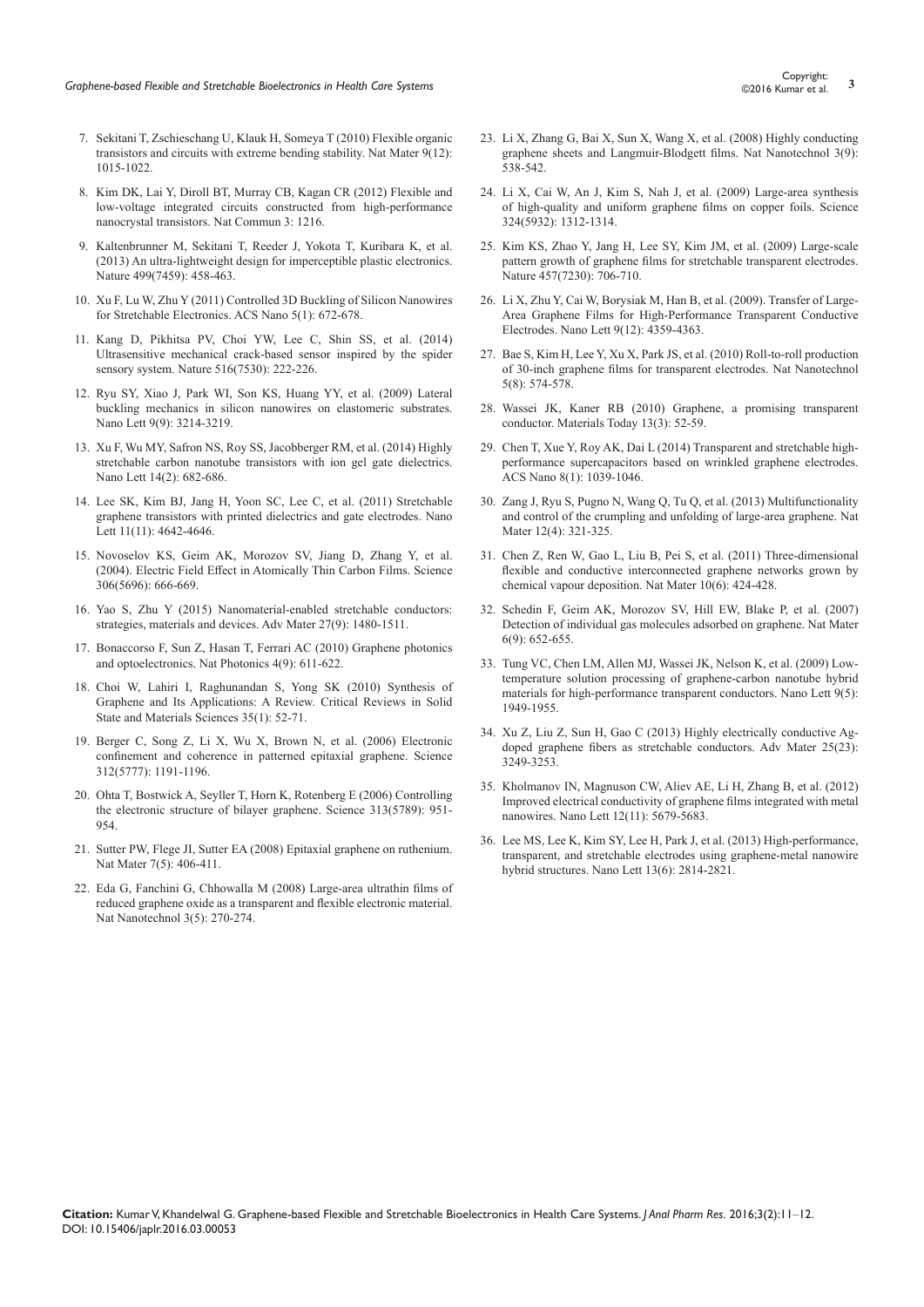7. Sekitani T, Zschieschang U, Klauk H, Someya T (2010) Flexible organic transistors and circuits with extreme bending stability. Nat Mater 9(12): 1015-1022.
8. Kim DK, Lai Y, Diroll BT, Murray CB, Kagan CR (2012) Flexible and low-voltage integrated circuits constructed from high-performance nanocrystal transistors. Nat Commun 3: 1216.
9. Kaltenbrunner M, Sekitani T, Reeder J, Yokota T, Kuribara K, et al. (2013) An ultra-lightweight design for imperceptible plastic electronics. Nature 499(7459): 458-463.
10. Xu F, Lu W, Zhu Y (2011) Controlled 3D Buckling of Silicon Nanowires for Stretchable Electronics. ACS Nano 5(1): 672-678.
11. Kang D, Pikhitsa PV, Choi YW, Lee C, Shin SS, et al. (2014) Ultrasensitive mechanical crack-based sensor inspired by the spider sensory system. Nature 516(7530): 222-226.
12. Ryu SY, Xiao J, Park WI, Son KS, Huang YY, et al. (2009) Lateral buckling mechanics in silicon nanowires on elastomeric substrates. Nano Lett 9(9): 3214-3219.
13. Xu F, Wu MY, Safron NS, Roy SS, Jacobberger RM, et al. (2014) Highly stretchable carbon nanotube transistors with ion gel gate dielectrics. Nano Lett 14(2): 682-686.
14. Lee SK, Kim BJ, Jang H, Yoon SC, Lee C, et al. (2011) Stretchable graphene transistors with printed dielectrics and gate electrodes. Nano Lett 11(11): 4642-4646.
15. Novoselov KS, Geim AK, Morozov SV, Jiang D, Zhang Y, et al. (2004). Electric Field Effect in Atomically Thin Carbon Films. Science 306(5696): 666-669.
16. Yao S, Zhu Y (2015) Nanomaterial-enabled stretchable conductors: strategies, materials and devices. Adv Mater 27(9): 1480-1511.
17. Bonaccorso F, Sun Z, Hasan T, Ferrari AC (2010) Graphene photonics and optoelectronics. Nat Photonics 4(9): 611-622.
18. Choi W, Lahiri I, Raghunandan S, Yong SK (2010) Synthesis of Graphene and Its Applications: A Review. Critical Reviews in Solid State and Materials Sciences 35(1): 52-71.
19. Berger C, Song Z, Li X, Wu X, Brown N, et al. (2006) Electronic confinement and coherence in patterned epitaxial graphene. Science 312(5777): 1191-1196.
20. Ohta T, Bostwick A, Seyller T, Horn K, Rotenberg E (2006) Controlling the electronic structure of bilayer graphene. Science 313(5789): 951-954.
21. Sutter PW, Flege JI, Sutter EA (2008) Epitaxial graphene on ruthenium. Nat Mater 7(5): 406-411.
22. Eda G, Fanchini G, Chhowalla M (2008) Large-area ultrathin films of reduced graphene oxide as a transparent and flexible electronic material. Nat Nanotechnol 3(5): 270-274.
23. Li X, Zhang G, Bai X, Sun X, Wang X, et al. (2008) Highly conducting graphene sheets and Langmuir-Blodgett films. Nat Nanotechnol 3(9): 538-542.
24. Li X, Cai W, An J, Kim S, Nah J, et al. (2009) Large-area synthesis of high-quality and uniform graphene films on copper foils. Science 324(5932): 1312-1314.
25. Kim KS, Zhao Y, Jang H, Lee SY, Kim JM, et al. (2009) Large-scale pattern growth of graphene films for stretchable transparent electrodes. Nature 457(7230): 706-710.
26. Li X, Zhu Y, Cai W, Borysiak M, Han B, et al. (2009). Transfer of Large-Area Graphene Films for High-Performance Transparent Conductive Electrodes. Nano Lett 9(12): 4359-4363.
27. Bae S, Kim H, Lee Y, Xu X, Park JS, et al. (2010) Roll-to-roll production of 30-inch graphene films for transparent electrodes. Nat Nanotechnol 5(8): 574-578.
28. Wassei JK, Kaner RB (2010) Graphene, a promising transparent conductor. Materials Today 13(3): 52-59.
29. Chen T, Xue Y, Roy AK, Dai L (2014) Transparent and stretchable high-performance supercapacitors based on wrinkled graphene electrodes. ACS Nano 8(1): 1039-1046.
30. Zang J, Ryu S, Pugno N, Wang Q, Tu Q, et al. (2013) Multifunctionality and control of the crumpling and unfolding of large-area graphene. Nat Mater 12(4): 321-325.
31. Chen Z, Ren W, Gao L, Liu B, Pei S, et al. (2011) Three-dimensional flexible and conductive interconnected graphene networks grown by chemical vapour deposition. Nat Mater 10(6): 424-428.
32. Schedin F, Geim AK, Morozov SV, Hill EW, Blake P, et al. (2007) Detection of individual gas molecules adsorbed on graphene. Nat Mater 6(9): 652-655.
33. Tung VC, Chen LM, Allen MJ, Wassei JK, Nelson K, et al. (2009) Low-temperature solution processing of graphene-carbon nanotube hybrid materials for high-performance transparent conductors. Nano Lett 9(5): 1949-1955.
34. Xu Z, Liu Z, Sun H, Gao C (2013) Highly electrically conductive Ag-doped graphene fibers as stretchable conductors. Adv Mater 25(23): 3249-3253.
35. Kholmanov IN, Magnuson CW, Aliev AE, Li H, Zhang B, et al. (2012) Improved electrical conductivity of graphene films integrated with metal nanowires. Nano Lett 12(11): 5679-5683.
36. Lee MS, Lee K, Kim SY, Lee H, Park J, et al. (2013) High-performance, transparent, and stretchable electrodes using graphene-metal nanowire hybrid structures. Nano Lett 13(6): 2814-2821.